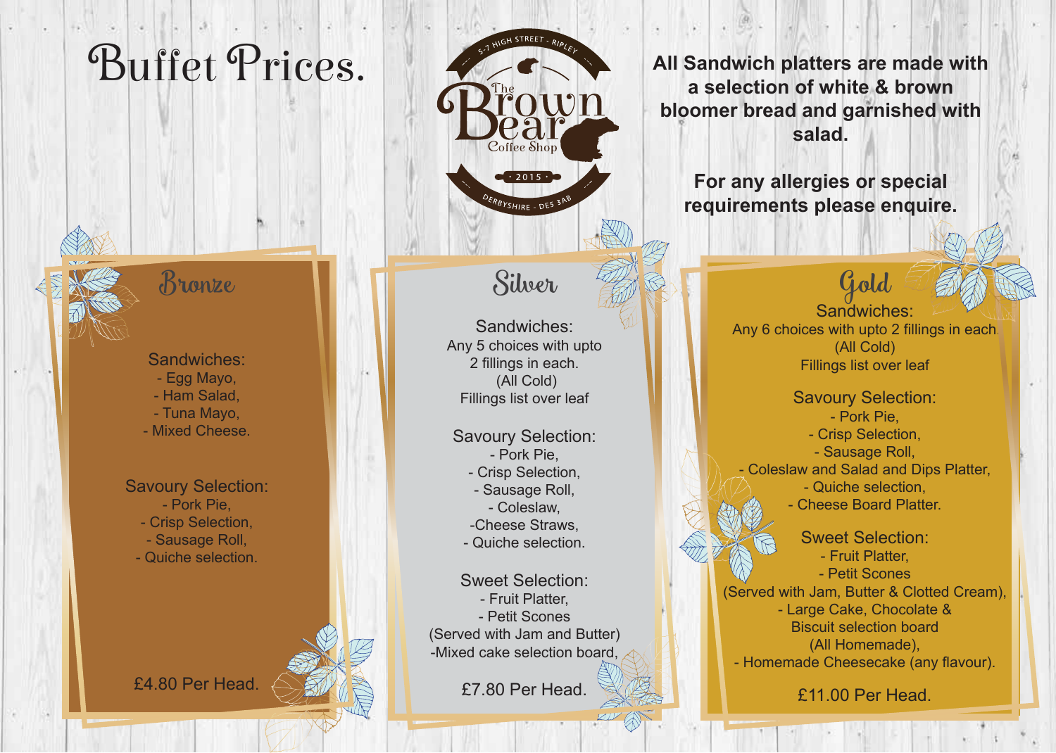# Buffet Prices.

The Brown Bear Coffee Shop
5-7 High Street - Ripley
2015
Derbyshire - DE5 3AB

**All Sandwich platters are made with a selection of white & brown bloomer bread and garnished with salad.**

**For any allergies or special requirements please enquire.**

## Bronze

Sandwiches:
- Egg Mayo,
- Ham Salad,
- Tuna Mayo,
- Mixed Cheese.

Savoury Selection:
- Pork Pie,
- Crisp Selection,
- Sausage Roll,
- Quiche selection.

£4.80 Per Head.

## Silver

Sandwiches:
Any 5 choices with upto 2 fillings in each.
(All Cold)
Fillings list over leaf

Savoury Selection:
- Pork Pie,
- Crisp Selection,
- Sausage Roll,
- Coleslaw,
- Cheese Straws,
- Quiche selection.

Sweet Selection:
- Fruit Platter,
- Petit Scones (Served with Jam and Butter)
- Mixed cake selection board,

£7.80 Per Head.

## Gold

Sandwiches:
Any 6 choices with upto 2 fillings in each.
(All Cold)
Fillings list over leaf

Savoury Selection:
- Pork Pie,
- Crisp Selection,
- Sausage Roll,
- Coleslaw and Salad and Dips Platter,
- Quiche selection,
- Cheese Board Platter.

Sweet Selection:
- Fruit Platter,
- Petit Scones (Served with Jam, Butter & Clotted Cream),
- Large Cake, Chocolate & Biscuit selection board (All Homemade),
- Homemade Cheesecake (any flavour).

£11.00 Per Head.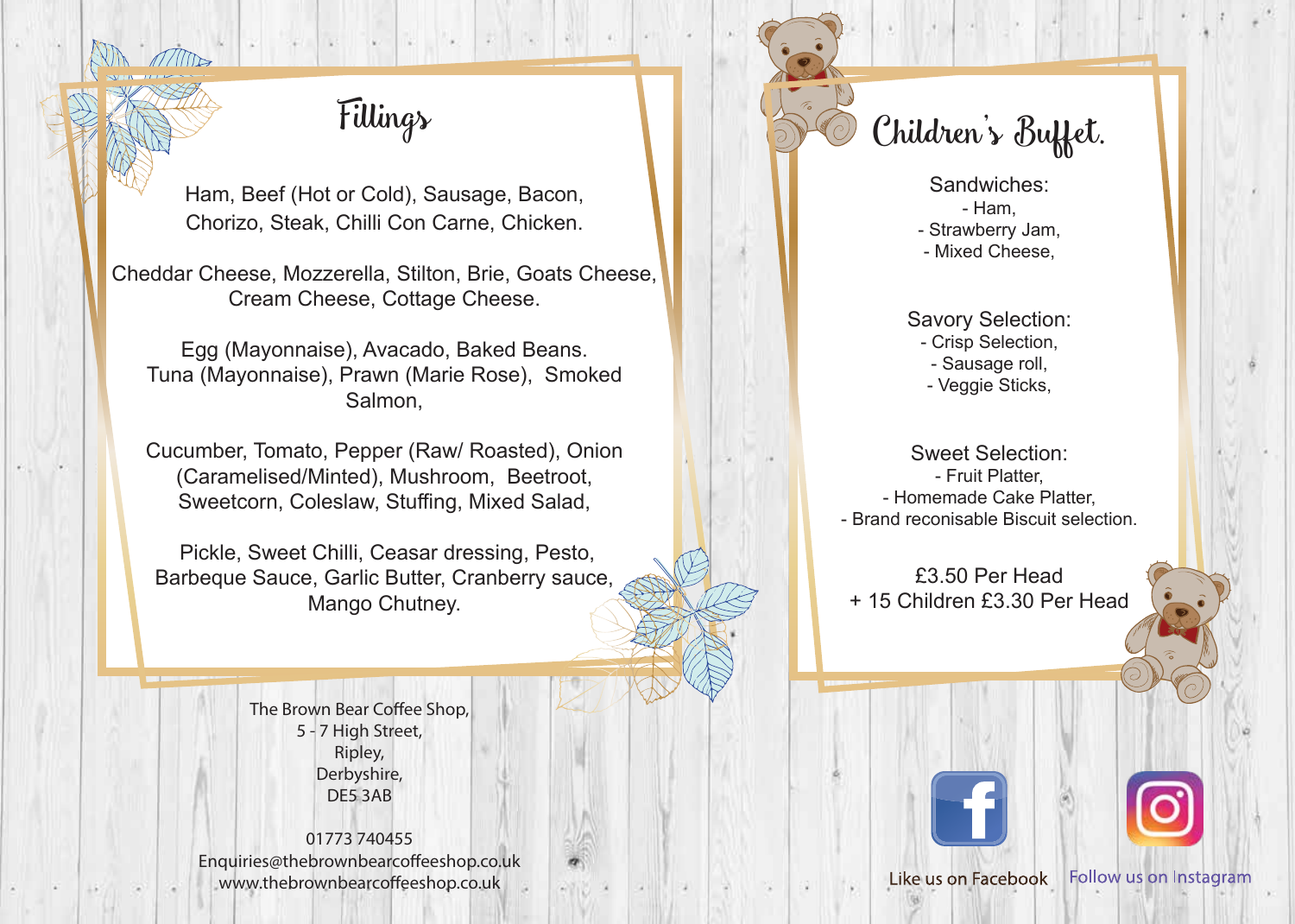## Fillings

Ham, Beef (Hot or Cold), Sausage, Bacon, Chorizo, Steak, Chilli Con Carne, Chicken.

Cheddar Cheese, Mozzerella, Stilton, Brie, Goats Cheese, Cream Cheese, Cottage Cheese.

Egg (Mayonnaise), Avacado, Baked Beans. Tuna (Mayonnaise), Prawn (Marie Rose), Smoked Salmon,

Cucumber, Tomato, Pepper (Raw/ Roasted), Onion (Caramelised/Minted), Mushroom, Beetroot, Sweetcorn, Coleslaw, Stuffing, Mixed Salad,

Pickle, Sweet Chilli, Ceasar dressing, Pesto, Barbeque Sauce, Garlic Butter, Cranberry sauce, Mango Chutney.

The Brown Bear Coffee Shop,
5 - 7 High Street,
Ripley,
Derbyshire,
DE5 3AB

01773 740455
Enquiries@thebrownbearcoffeeshop.co.uk
www.thebrownbearcoffeeshop.co.uk

## Children's Buffet.

Sandwiches:
- Ham,
- Strawberry Jam,
- Mixed Cheese,

Savory Selection:
- Crisp Selection,
- Sausage roll,
- Veggie Sticks,

Sweet Selection:
- Fruit Platter,
- Homemade Cake Platter,
- Brand reconisable Biscuit selection.

£3.50 Per Head
+ 15 Children £3.30 Per Head

Like us on Facebook    Follow us on Instagram